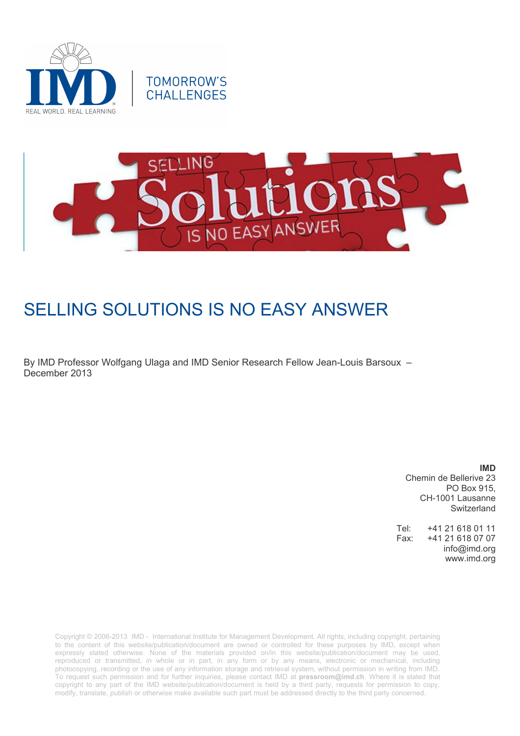IMD

REAL WORLD. REAL LEARNING

TOMORROW'S CHALLENGES

# SELLING SOLUTIONS IS NO EASY ANSWER

By IMD Professor Wolfgang Ulaga and IMD Senior Research Fellow Jean-Louis Barsoux – December 2013

**IMD**
Chemin de Bellerive 23
PO Box 915,
CH-1001 Lausanne
Switzerland

Tel: +41 21 618 01 11
Fax: +41 21 618 07 07
info@imd.org
www.imd.org

Copyright © 2006-2013 IMD - International Institute for Management Development. All rights, including copyright, pertaining to the content of this website/publication/document are owned or controlled for these purposes by IMD, except when expressly stated otherwise. None of the materials provided on/in this website/publication/document may be used, reproduced or transmitted, in whole or in part, in any form or by any means, electronic or mechanical, including photocopying, recording or the use of any information storage and retrieval system, without permission in writing from IMD. To request such permission and for further inquiries, please contact IMD at **pressroom@imd.ch**. Where it is stated that copyright to any part of the IMD website/publication/document is held by a third party, requests for permission to copy, modify, translate, publish or otherwise make available such part must be addressed directly to the third party concerned.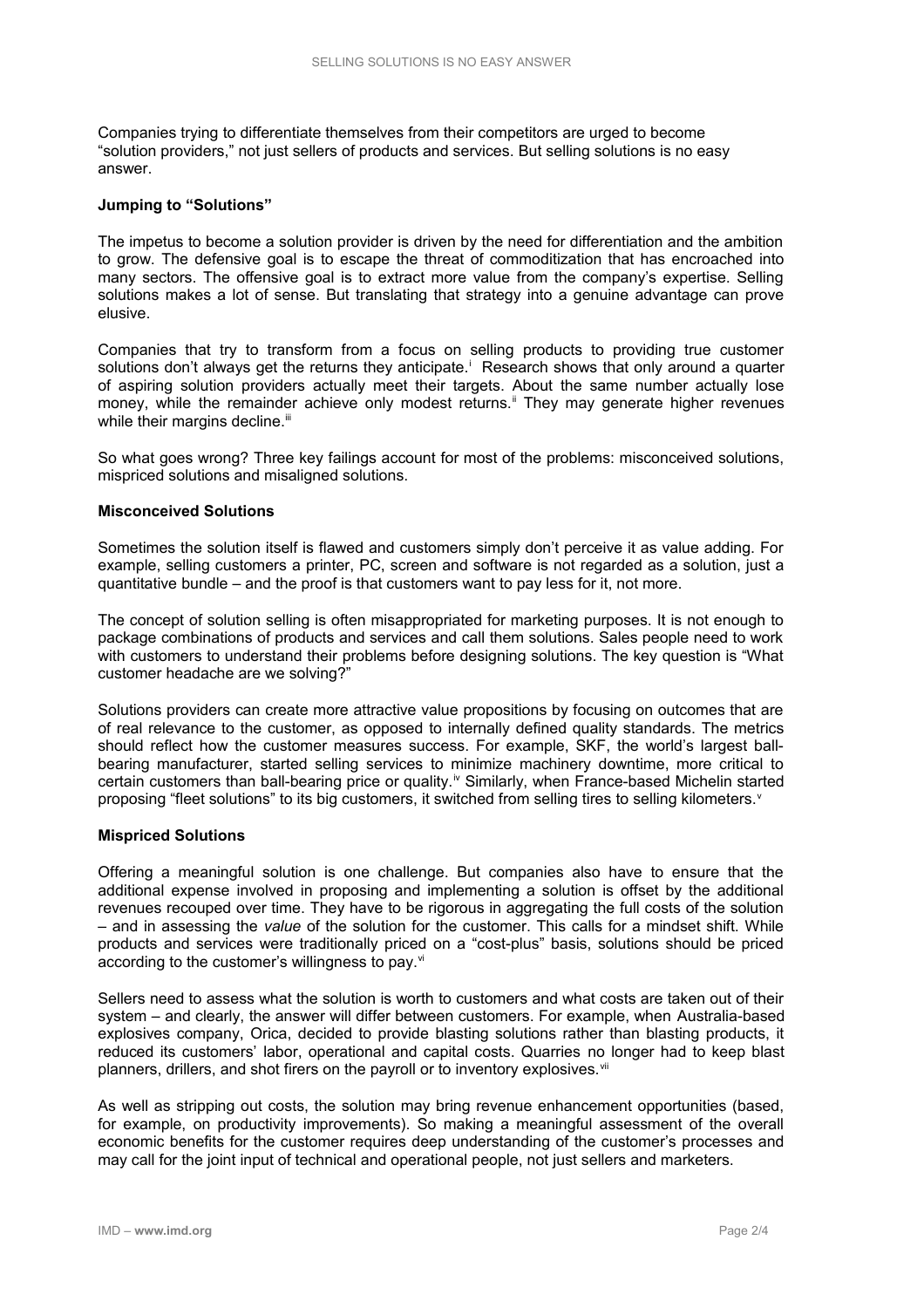Companies trying to differentiate themselves from their competitors are urged to become "solution providers," not just sellers of products and services. But selling solutions is no easy answer.

**Jumping to "Solutions"**

The impetus to become a solution provider is driven by the need for differentiation and the ambition to grow. The defensive goal is to escape the threat of commoditization that has encroached into many sectors. The offensive goal is to extract more value from the company's expertise. Selling solutions makes a lot of sense. But translating that strategy into a genuine advantage can prove elusive.

Companies that try to transform from a focus on selling products to providing true customer solutions don't always get the returns they anticipate.[i] Research shows that only around a quarter of aspiring solution providers actually meet their targets. About the same number actually lose money, while the remainder achieve only modest returns.[ii] They may generate higher revenues while their margins decline.[iii]

So what goes wrong? Three key failings account for most of the problems: misconceived solutions, mispriced solutions and misaligned solutions.

**Misconceived Solutions**

Sometimes the solution itself is flawed and customers simply don't perceive it as value adding. For example, selling customers a printer, PC, screen and software is not regarded as a solution, just a quantitative bundle – and the proof is that customers want to pay less for it, not more.

The concept of solution selling is often misappropriated for marketing purposes. It is not enough to package combinations of products and services and call them solutions. Sales people need to work with customers to understand their problems before designing solutions. The key question is "What customer headache are we solving?"

Solutions providers can create more attractive value propositions by focusing on outcomes that are of real relevance to the customer, as opposed to internally defined quality standards. The metrics should reflect how the customer measures success. For example, SKF, the world's largest ball-bearing manufacturer, started selling services to minimize machinery downtime, more critical to certain customers than ball-bearing price or quality.[iv] Similarly, when France-based Michelin started proposing "fleet solutions" to its big customers, it switched from selling tires to selling kilometers.[v]

**Mispriced Solutions**

Offering a meaningful solution is one challenge. But companies also have to ensure that the additional expense involved in proposing and implementing a solution is offset by the additional revenues recouped over time. They have to be rigorous in aggregating the full costs of the solution – and in assessing the *value* of the solution for the customer. This calls for a mindset shift. While products and services were traditionally priced on a "cost-plus" basis, solutions should be priced according to the customer's willingness to pay.[vi]

Sellers need to assess what the solution is worth to customers and what costs are taken out of their system – and clearly, the answer will differ between customers. For example, when Australia-based explosives company, Orica, decided to provide blasting solutions rather than blasting products, it reduced its customers' labor, operational and capital costs. Quarries no longer had to keep blast planners, drillers, and shot firers on the payroll or to inventory explosives.[vii]

As well as stripping out costs, the solution may bring revenue enhancement opportunities (based, for example, on productivity improvements). So making a meaningful assessment of the overall economic benefits for the customer requires deep understanding of the customer's processes and may call for the joint input of technical and operational people, not just sellers and marketers.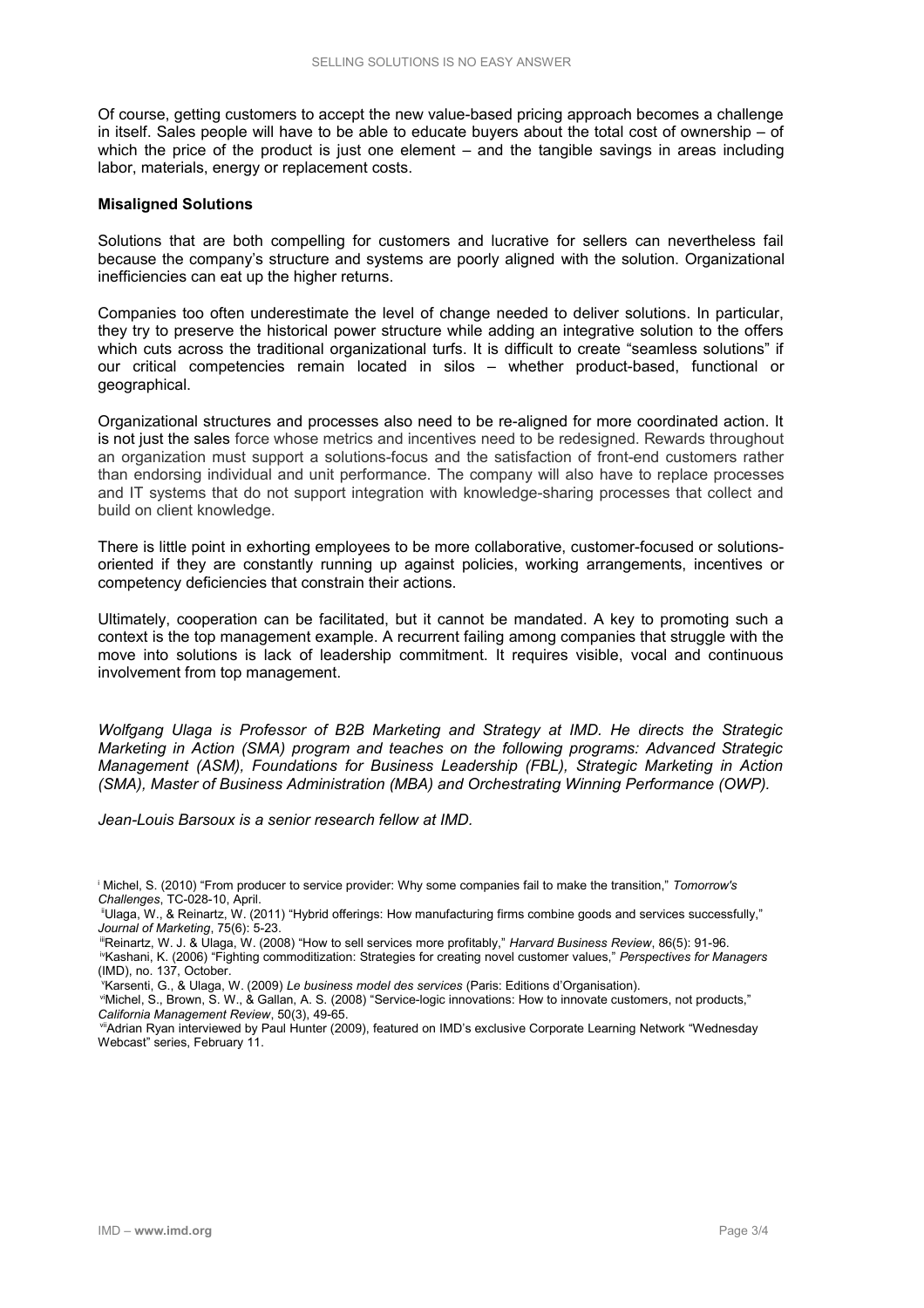Of course, getting customers to accept the new value-based pricing approach becomes a challenge in itself. Sales people will have to be able to educate buyers about the total cost of ownership – of which the price of the product is just one element – and the tangible savings in areas including labor, materials, energy or replacement costs.

**Misaligned Solutions**

Solutions that are both compelling for customers and lucrative for sellers can nevertheless fail because the company's structure and systems are poorly aligned with the solution. Organizational inefficiencies can eat up the higher returns.

Companies too often underestimate the level of change needed to deliver solutions. In particular, they try to preserve the historical power structure while adding an integrative solution to the offers which cuts across the traditional organizational turfs. It is difficult to create "seamless solutions" if our critical competencies remain located in silos – whether product-based, functional or geographical.

Organizational structures and processes also need to be re-aligned for more coordinated action. It is not just the sales force whose metrics and incentives need to be redesigned. Rewards throughout an organization must support a solutions-focus and the satisfaction of front-end customers rather than endorsing individual and unit performance. The company will also have to replace processes and IT systems that do not support integration with knowledge-sharing processes that collect and build on client knowledge.

There is little point in exhorting employees to be more collaborative, customer-focused or solutions-oriented if they are constantly running up against policies, working arrangements, incentives or competency deficiencies that constrain their actions.

Ultimately, cooperation can be facilitated, but it cannot be mandated. A key to promoting such a context is the top management example. A recurrent failing among companies that struggle with the move into solutions is lack of leadership commitment. It requires visible, vocal and continuous involvement from top management.

*Wolfgang Ulaga is Professor of B2B Marketing and Strategy at IMD. He directs the Strategic Marketing in Action (SMA) program and teaches on the following programs: Advanced Strategic Management (ASM), Foundations for Business Leadership (FBL), Strategic Marketing in Action (SMA), Master of Business Administration (MBA) and Orchestrating Winning Performance (OWP).*

*Jean-Louis Barsoux is a senior research fellow at IMD.*

[i] Michel, S. (2010) "From producer to service provider: Why some companies fail to make the transition," *Tomorrow's Challenges*, TC-028-10, April.

[ii] Ulaga, W., & Reinartz, W. (2011) "Hybrid offerings: How manufacturing firms combine goods and services successfully," *Journal of Marketing*, 75(6): 5-23.

[iii] Reinartz, W. J. & Ulaga, W. (2008) "How to sell services more profitably," *Harvard Business Review*, 86(5): 91-96.

[iv] Kashani, K. (2006) "Fighting commoditization: Strategies for creating novel customer values," *Perspectives for Managers* (IMD), no. 137, October.

[v] Karsenti, G., & Ulaga, W. (2009) *Le business model des services* (Paris: Editions d'Organisation).

[vi] Michel, S., Brown, S. W., & Gallan, A. S. (2008) "Service-logic innovations: How to innovate customers, not products," *California Management Review*, 50(3), 49-65.

[vii] Adrian Ryan interviewed by Paul Hunter (2009), featured on IMD's exclusive Corporate Learning Network "Wednesday Webcast" series, February 11.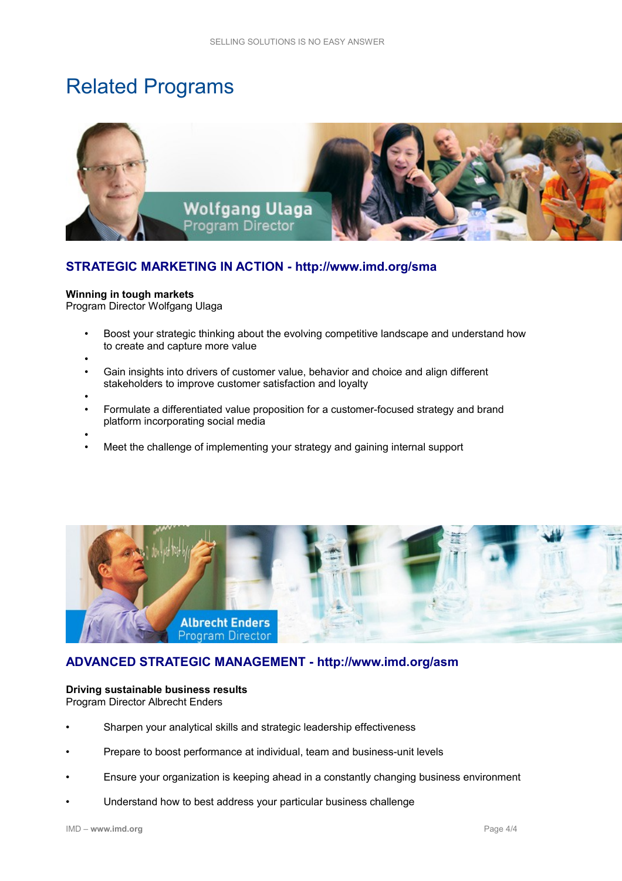# Related Programs

## STRATEGIC MARKETING IN ACTION - http://www.imd.org/sma

**Winning in tough markets**
Program Director Wolfgang Ulaga

- Boost your strategic thinking about the evolving competitive landscape and understand how to create and capture more value
- Gain insights into drivers of customer value, behavior and choice and align different stakeholders to improve customer satisfaction and loyalty
- Formulate a differentiated value proposition for a customer-focused strategy and brand platform incorporating social media
- Meet the challenge of implementing your strategy and gaining internal support

## ADVANCED STRATEGIC MANAGEMENT - http://www.imd.org/asm

**Driving sustainable business results**
Program Director Albrecht Enders

- Sharpen your analytical skills and strategic leadership effectiveness
- Prepare to boost performance at individual, team and business-unit levels
- Ensure your organization is keeping ahead in a constantly changing business environment
- Understand how to best address your particular business challenge